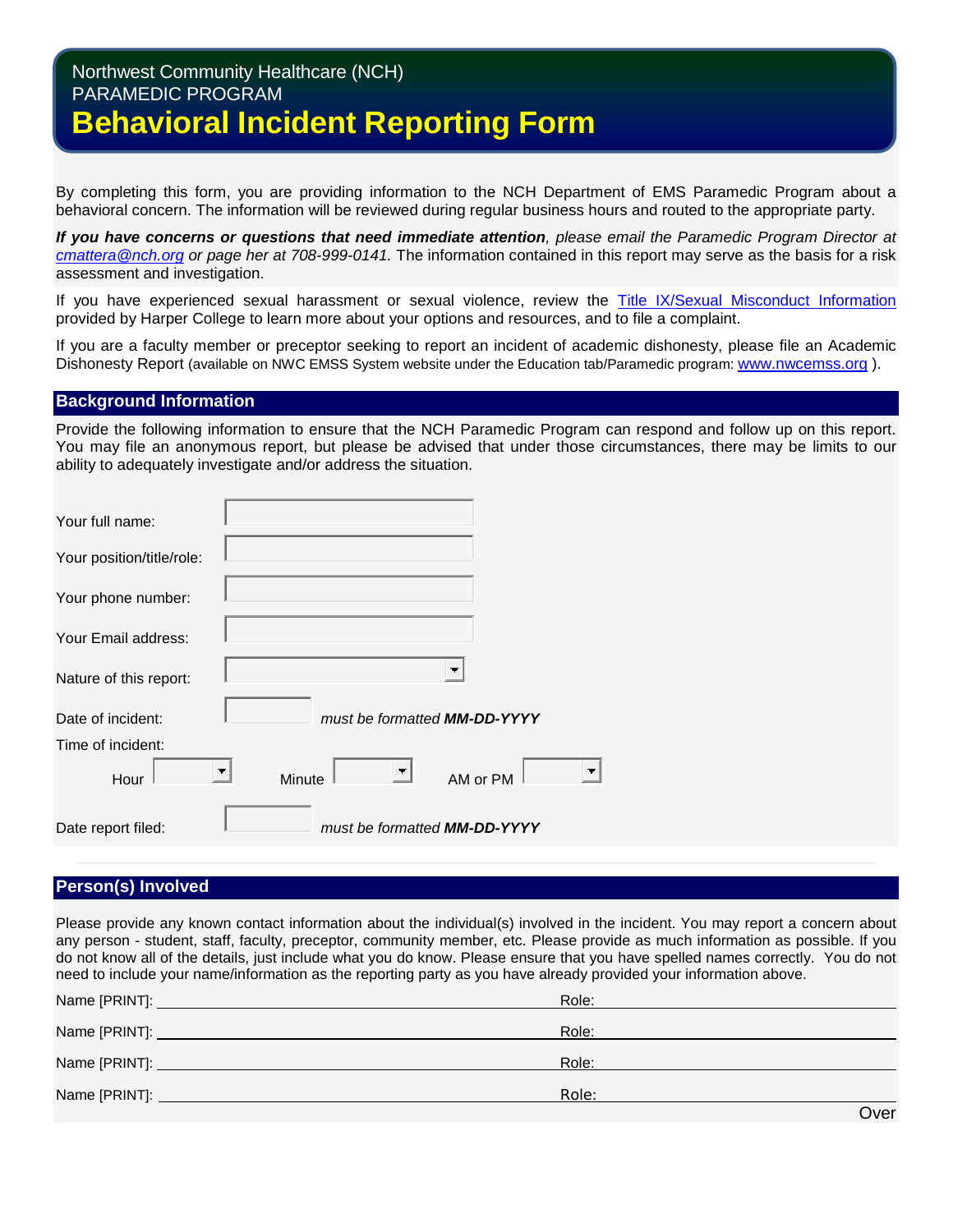Northwest Community Healthcare (NCH)
PARAMEDIC PROGRAM

# Behavioral Incident Reporting Form

By completing this form, you are providing information to the NCH Department of EMS Paramedic Program about a behavioral concern. The information will be reviewed during regular business hours and routed to the appropriate party.

***If you have concerns or questions that need immediate attention****, please email the Paramedic Program Director at [cmattera@nch.org](mailto:cmattera@nch.org) or page her at 708-999-0141.* The information contained in this report may serve as the basis for a risk assessment and investigation.

If you have experienced sexual harassment or sexual violence, review the [Title IX/Sexual Misconduct Information]() provided by Harper College to learn more about your options and resources, and to file a complaint.

If you are a faculty member or preceptor seeking to report an incident of academic dishonesty, please file an Academic Dishonesty Report (available on NWC EMSS System website under the Education tab/Paramedic program: [www.nwcemss.org](http://www.nwcemss.org) ).

## Background Information

Provide the following information to ensure that the NCH Paramedic Program can respond and follow up on this report. You may file an anonymous report, but please be advised that under those circumstances, there may be limits to our ability to adequately investigate and/or address the situation.

Your full name: ______________________

Your position/title/role: ______________________

Your phone number: ______________________

Your Email address: ______________________

Nature of this report: ______________________

Date of incident: __________ *must be formatted **MM-DD-YYYY***

Time of incident:

Hour ______ Minute ______ AM or PM ______

Date report filed: __________ *must be formatted **MM-DD-YYYY***

## Person(s) Involved

Please provide any known contact information about the individual(s) involved in the incident. You may report a concern about any person - student, staff, faculty, preceptor, community member, etc. Please provide as much information as possible. If you do not know all of the details, just include what you do know. Please ensure that you have spelled names correctly. You do not need to include your name/information as the reporting party as you have already provided your information above.

Name [PRINT]: ______________________ Role: ______________________

Name [PRINT]: ______________________ Role: ______________________

Name [PRINT]: ______________________ Role: ______________________

Name [PRINT]: ______________________ Role: ______________________

Over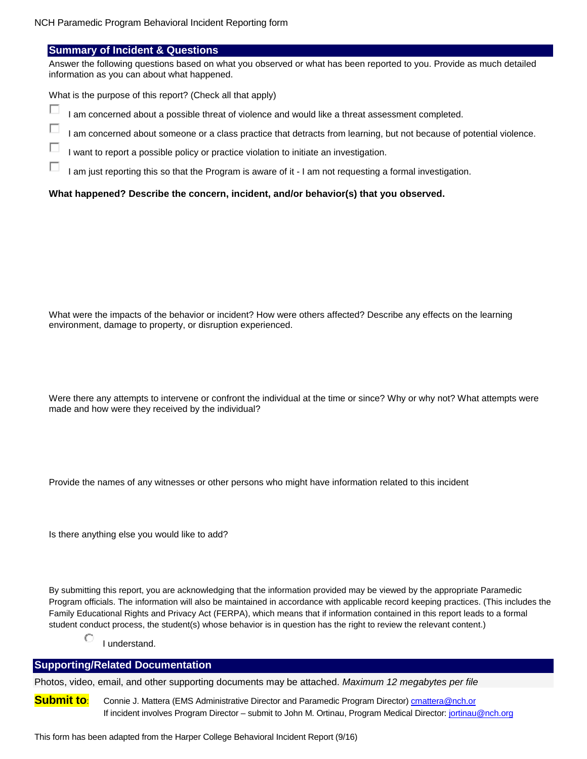NCH Paramedic Program Behavioral Incident Reporting form

## Summary of Incident & Questions

Answer the following questions based on what you observed or what has been reported to you. Provide as much detailed information as you can about what happened.

What is the purpose of this report? (Check all that apply)

- ☐ I am concerned about a possible threat of violence and would like a threat assessment completed.
- ☐ I am concerned about someone or a class practice that detracts from learning, but not because of potential violence.
- ☐ I want to report a possible policy or practice violation to initiate an investigation.
- ☐ I am just reporting this so that the Program is aware of it - I am not requesting a formal investigation.

**What happened? Describe the concern, incident, and/or behavior(s) that you observed.**

What were the impacts of the behavior or incident? How were others affected? Describe any effects on the learning environment, damage to property, or disruption experienced.

Were there any attempts to intervene or confront the individual at the time or since? Why or why not? What attempts were made and how were they received by the individual?

Provide the names of any witnesses or other persons who might have information related to this incident

Is there anything else you would like to add?

By submitting this report, you are acknowledging that the information provided may be viewed by the appropriate Paramedic Program officials. The information will also be maintained in accordance with applicable record keeping practices. (This includes the Family Educational Rights and Privacy Act (FERPA), which means that if information contained in this report leads to a formal student conduct process, the student(s) whose behavior is in question has the right to review the relevant content.)

○ I understand.

## Supporting/Related Documentation

Photos, video, email, and other supporting documents may be attached. *Maximum 12 megabytes per file*

**Submit to**: Connie J. Mattera (EMS Administrative Director and Paramedic Program Director) cmattera@nch.or
If incident involves Program Director – submit to John M. Ortinau, Program Medical Director: jortinau@nch.org

This form has been adapted from the Harper College Behavioral Incident Report (9/16)